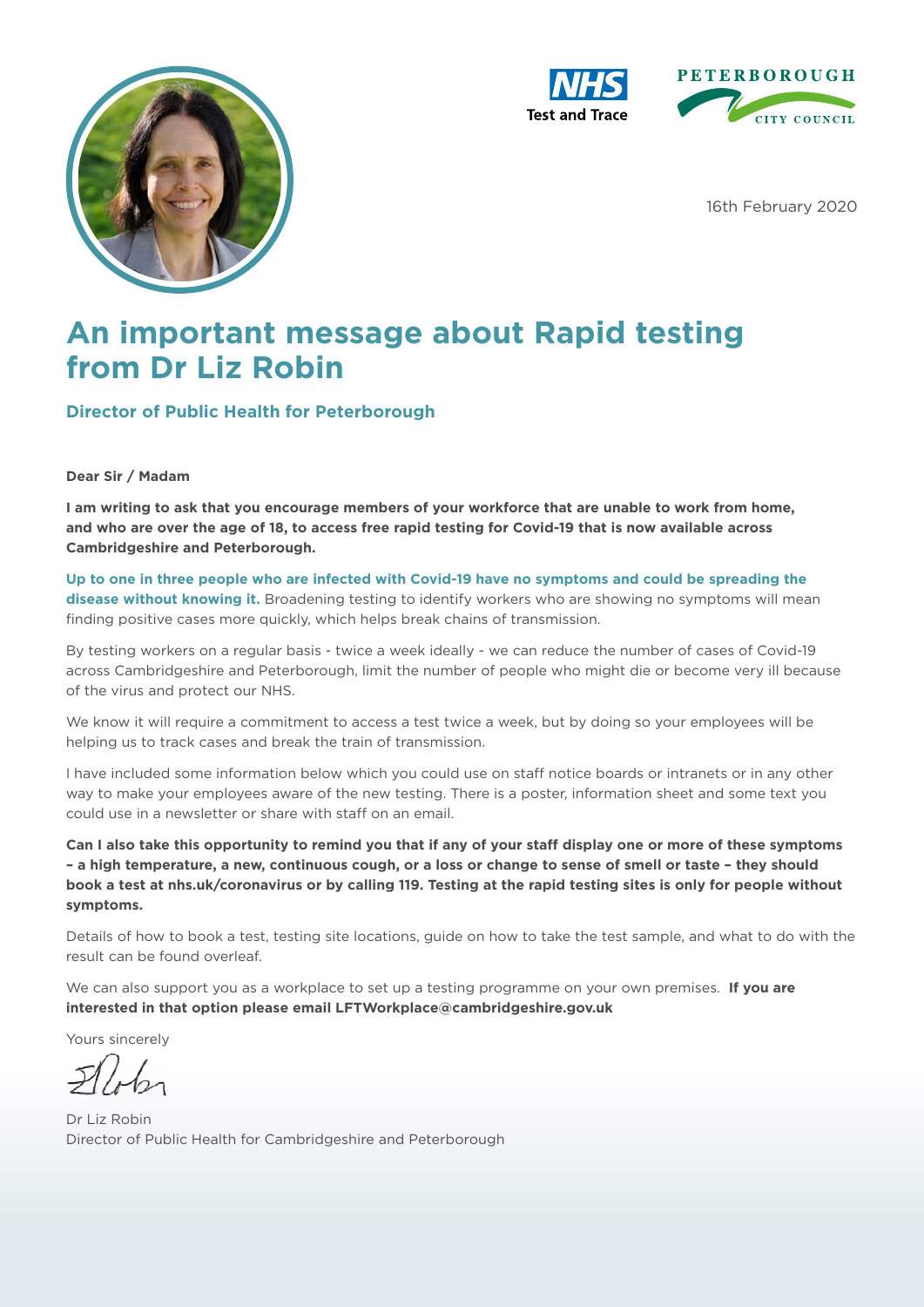NHS Test and Trace

PETERBOROUGH CITY COUNCIL

16th February 2020

# An important message about Rapid testing from Dr Liz Robin

### Director of Public Health for Peterborough

**Dear Sir / Madam**

**I am writing to ask that you encourage members of your workforce that are unable to work from home, and who are over the age of 18, to access free rapid testing for Covid-19 that is now available across Cambridgeshire and Peterborough.**

**Up to one in three people who are infected with Covid-19 have no symptoms and could be spreading the disease without knowing it.** Broadening testing to identify workers who are showing no symptoms will mean finding positive cases more quickly, which helps break chains of transmission.

By testing workers on a regular basis - twice a week ideally - we can reduce the number of cases of Covid-19 across Cambridgeshire and Peterborough, limit the number of people who might die or become very ill because of the virus and protect our NHS.

We know it will require a commitment to access a test twice a week, but by doing so your employees will be helping us to track cases and break the train of transmission.

I have included some information below which you could use on staff notice boards or intranets or in any other way to make your employees aware of the new testing. There is a poster, information sheet and some text you could use in a newsletter or share with staff on an email.

**Can I also take this opportunity to remind you that if any of your staff display one or more of these symptoms – a high temperature, a new, continuous cough, or a loss or change to sense of smell or taste – they should book a test at nhs.uk/coronavirus or by calling 119. Testing at the rapid testing sites is only for people without symptoms.**

Details of how to book a test, testing site locations, guide on how to take the test sample, and what to do with the result can be found overleaf.

We can also support you as a workplace to set up a testing programme on your own premises. **If you are interested in that option please email LFTWorkplace@cambridgeshire.gov.uk**

Yours sincerely

Dr Liz Robin
Director of Public Health for Cambridgeshire and Peterborough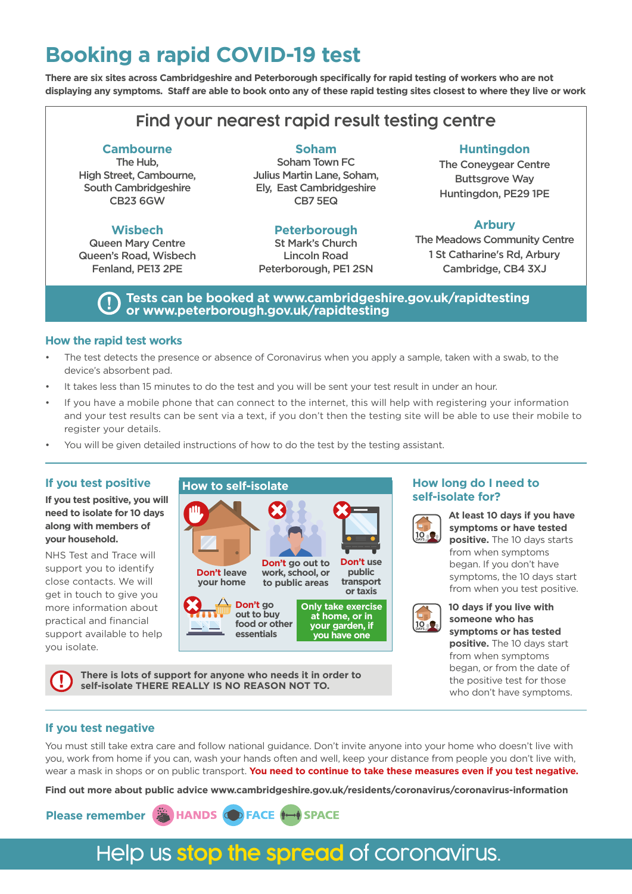# Booking a rapid COVID-19 test

**There are six sites across Cambridgeshire and Peterborough specifically for rapid testing of workers who are not displaying any symptoms. Staff are able to book onto any of these rapid testing sites closest to where they live or work**

## Find your nearest rapid result testing centre

**Cambourne**
The Hub,
High Street, Cambourne,
South Cambridgeshire
CB23 6GW

**Soham**
Soham Town FC
Julius Martin Lane, Soham,
Ely, East Cambridgeshire
CB7 5EQ

**Huntingdon**
The Coneygear Centre
Buttsgrove Way
Huntingdon, PE29 1PE

**Wisbech**
Queen Mary Centre
Queen's Road, Wisbech
Fenland, PE13 2PE

**Peterborough**
St Mark's Church
Lincoln Road
Peterborough, PE1 2SN

**Arbury**
The Meadows Community Centre
1 St Catharine's Rd, Arbury
Cambridge, CB4 3XJ

**Tests can be booked at www.cambridgeshire.gov.uk/rapidtesting or www.peterborough.gov.uk/rapidtesting**

### How the rapid test works

- The test detects the presence or absence of Coronavirus when you apply a sample, taken with a swab, to the device's absorbent pad.
- It takes less than 15 minutes to do the test and you will be sent your test result in under an hour.
- If you have a mobile phone that can connect to the internet, this will help with registering your information and your test results can be sent via a text, if you don't then the testing site will be able to use their mobile to register your details.
- You will be given detailed instructions of how to do the test by the testing assistant.

### If you test positive

**If you test positive, you will need to isolate for 10 days along with members of your household.**

NHS Test and Trace will support you to identify close contacts. We will get in touch to give you more information about practical and financial support available to help you isolate.

### How to self-isolate

- **Don't** leave your home
- **Don't** go out to work, school, or to public areas
- **Don't** use public transport or taxis
- **Don't** go out to buy food or other essentials
- **Only take exercise at home, or in your garden, if you have one**

**There is lots of support for anyone who needs it in order to self-isolate THERE REALLY IS NO REASON NOT TO.**

### How long do I need to self-isolate for?

**At least 10 days if you have symptoms or have tested positive.** The 10 days starts from when symptoms began. If you don't have symptoms, the 10 days start from when you test positive.

**10 days if you live with someone who has symptoms or has tested positive.** The 10 days start from when symptoms began, or from the date of the positive test for those who don't have symptoms.

### If you test negative

You must still take extra care and follow national guidance. Don't invite anyone into your home who doesn't live with you, work from home if you can, wash your hands often and well, keep your distance from people you don't live with, wear a mask in shops or on public transport. **You need to continue to take these measures even if you test negative.**

**Find out more about public advice www.cambridgeshire.gov.uk/residents/coronavirus/coronavirus-information**

**Please remember HANDS FACE SPACE**

Help us **stop the spread** of coronavirus.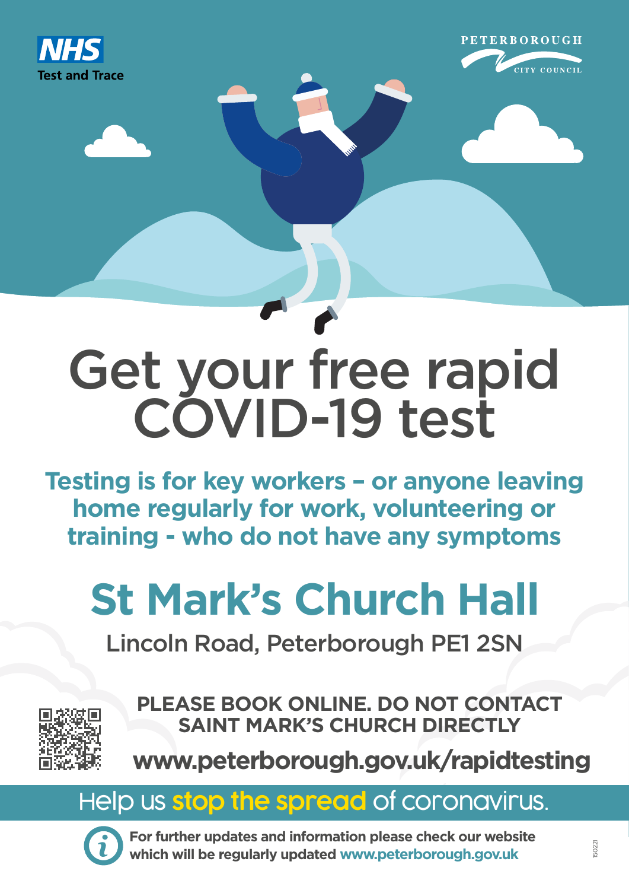NHS Test and Trace

PETERBOROUGH CITY COUNCIL

# Get your free rapid COVID-19 test

**Testing is for key workers – or anyone leaving home regularly for work, volunteering or training - who do not have any symptoms**

## St Mark's Church Hall

Lincoln Road, Peterborough PE1 2SN

**PLEASE BOOK ONLINE. DO NOT CONTACT SAINT MARK'S CHURCH DIRECTLY**

**www.peterborough.gov.uk/rapidtesting**

Help us **stop the spread** of coronavirus.

**For further updates and information please check our website which will be regularly updated www.peterborough.gov.uk**

150221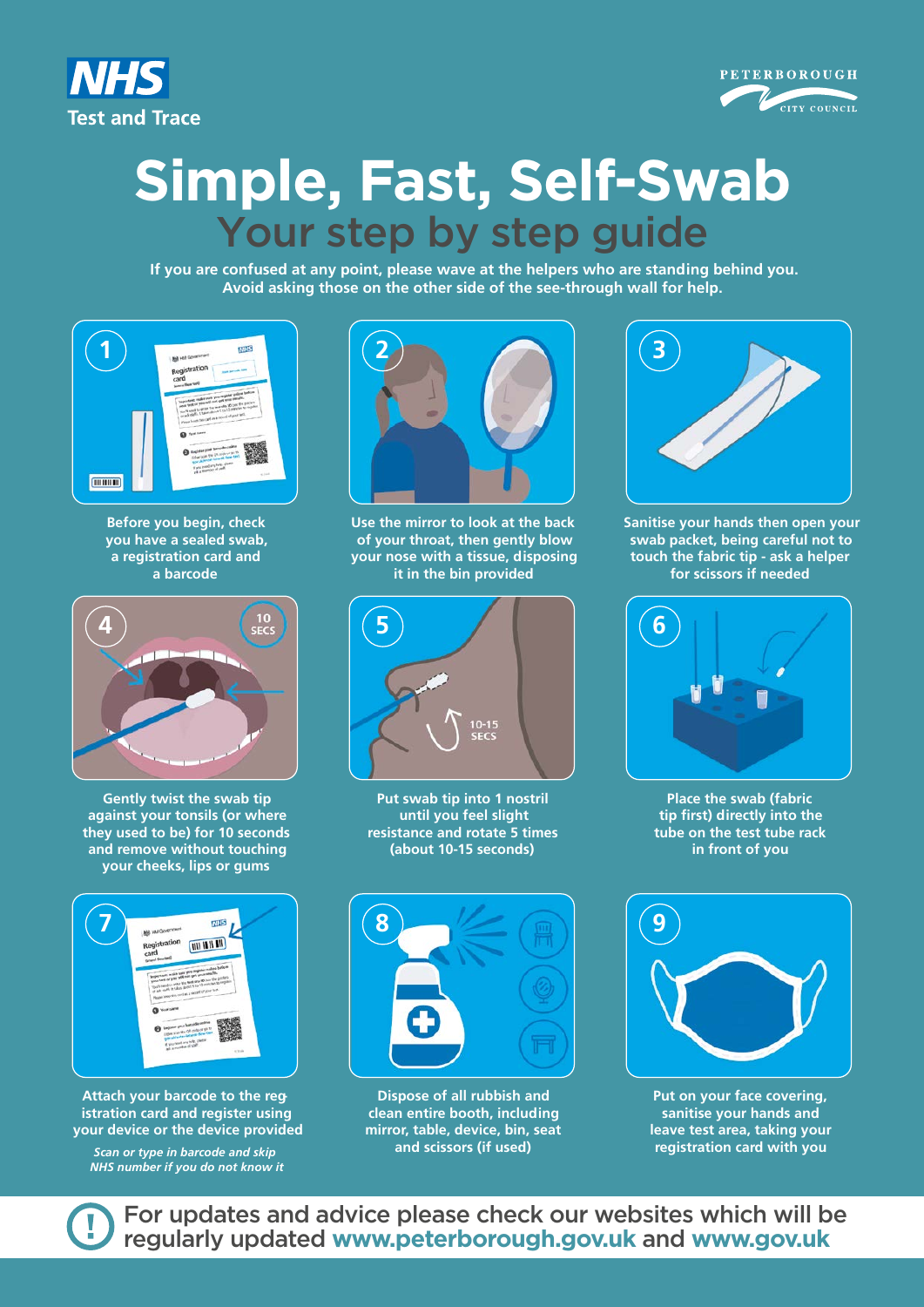NHS Test and Trace

PETERBOROUGH CITY COUNCIL

# Simple, Fast, Self-Swab

## Your step by step guide

**If you are confused at any point, please wave at the helpers who are standing behind you. Avoid asking those on the other side of the see-through wall for help.**

1. Before you begin, check you have a sealed swab, a registration card and a barcode
2. Use the mirror to look at the back of your throat, then gently blow your nose with a tissue, disposing it in the bin provided
3. Sanitise your hands then open your swab packet, being careful not to touch the fabric tip - ask a helper for scissors if needed
4. Gently twist the swab tip against your tonsils (or where they used to be) for 10 seconds and remove without touching your cheeks, lips or gums
5. Put swab tip into 1 nostril until you feel slight resistance and rotate 5 times (about 10-15 seconds)
6. Place the swab (fabric tip first) directly into the tube on the test tube rack in front of you
7. Attach your barcode to the registration card and register using your device or the device provided

   *Scan or type in barcode and skip NHS number if you do not know it*
8. Dispose of all rubbish and clean entire booth, including mirror, table, device, bin, seat and scissors (if used)
9. Put on your face covering, sanitise your hands and leave test area, taking your registration card with you

For updates and advice please check our websites which will be regularly updated **www.peterborough.gov.uk** and **www.gov.uk**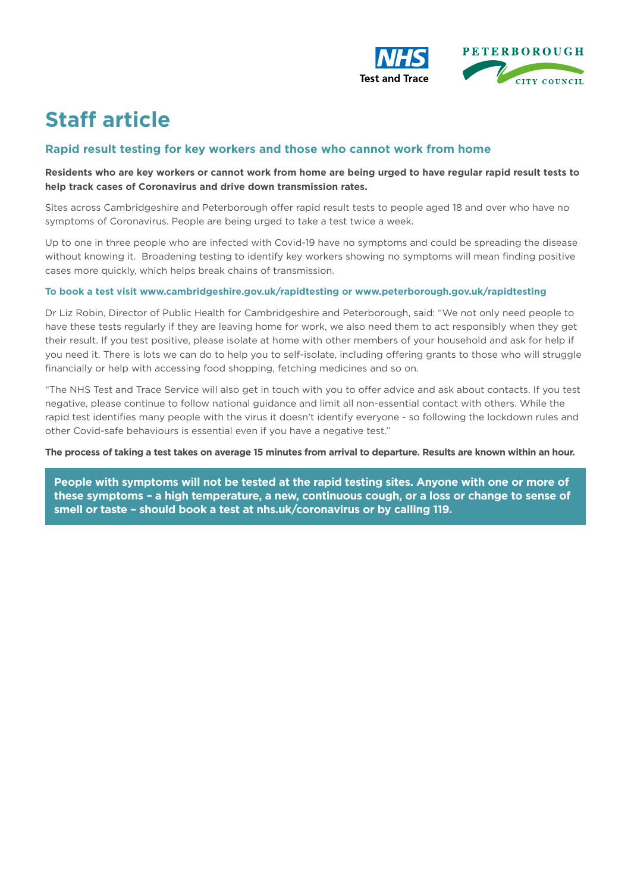# Staff article

## Rapid result testing for key workers and those who cannot work from home

**Residents who are key workers or cannot work from home are being urged to have regular rapid result tests to help track cases of Coronavirus and drive down transmission rates.**

Sites across Cambridgeshire and Peterborough offer rapid result tests to people aged 18 and over who have no symptoms of Coronavirus. People are being urged to take a test twice a week.

Up to one in three people who are infected with Covid-19 have no symptoms and could be spreading the disease without knowing it. Broadening testing to identify key workers showing no symptoms will mean finding positive cases more quickly, which helps break chains of transmission.

**To book a test visit www.cambridgeshire.gov.uk/rapidtesting or www.peterborough.gov.uk/rapidtesting**

Dr Liz Robin, Director of Public Health for Cambridgeshire and Peterborough, said: "We not only need people to have these tests regularly if they are leaving home for work, we also need them to act responsibly when they get their result. If you test positive, please isolate at home with other members of your household and ask for help if you need it. There is lots we can do to help you to self-isolate, including offering grants to those who will struggle financially or help with accessing food shopping, fetching medicines and so on.

"The NHS Test and Trace Service will also get in touch with you to offer advice and ask about contacts. If you test negative, please continue to follow national guidance and limit all non-essential contact with others. While the rapid test identifies many people with the virus it doesn't identify everyone - so following the lockdown rules and other Covid-safe behaviours is essential even if you have a negative test."

**The process of taking a test takes on average 15 minutes from arrival to departure. Results are known within an hour.**

**People with symptoms will not be tested at the rapid testing sites. Anyone with one or more of these symptoms – a high temperature, a new, continuous cough, or a loss or change to sense of smell or taste – should book a test at nhs.uk/coronavirus or by calling 119.**